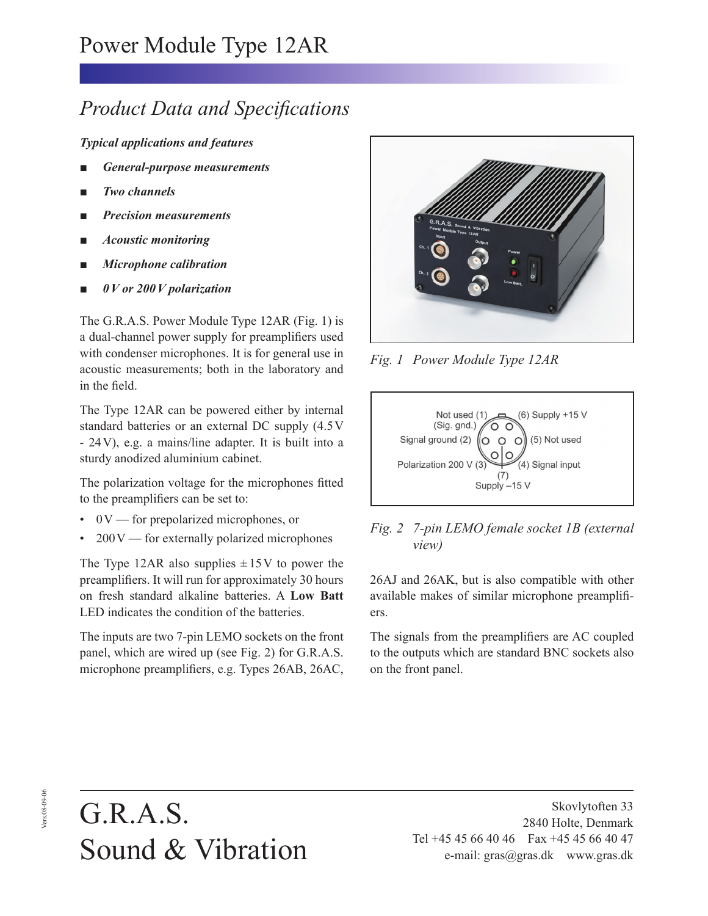# Power Module Type 12AR

## *Product Data and Specifications*

***Typical applications and features***

- ***General-purpose measurements***
- ***Two channels***
- ***Precision measurements***
- ***Acoustic monitoring***
- ***Microphone calibration***
- ***0 V or 200 V polarization***

The G.R.A.S. Power Module Type 12AR (Fig. 1) is a dual-channel power supply for preamplifiers used with condenser microphones. It is for general use in acoustic measurements; both in the laboratory and in the field.

The Type 12AR can be powered either by internal standard batteries or an external DC supply (4.5 V - 24 V), e.g. a mains/line adapter. It is built into a sturdy anodized aluminium cabinet.

The polarization voltage for the microphones fitted to the preamplifiers can be set to:

- 0 V — for prepolarized microphones, or
- 200 V — for externally polarized microphones

The Type 12AR also supplies ± 15 V to power the preamplifiers. It will run for approximately 30 hours on fresh standard alkaline batteries. A **Low Batt** LED indicates the condition of the batteries.

The inputs are two 7-pin LEMO sockets on the front panel, which are wired up (see Fig. 2) for G.R.A.S. microphone preamplifiers, e.g. Types 26AB, 26AC, 26AJ and 26AK, but is also compatible with other available makes of similar microphone preamplifiers.

The signals from the preamplifiers are AC coupled to the outputs which are standard BNC sockets also on the front panel.

*Fig. 1 Power Module Type 12AR*

Not used (1) (Sig. gnd.)
(6) Supply +15 V
Signal ground (2)
(5) Not used
Polarization 200 V (3)
(4) Signal input
(7) Supply –15 V

*Fig. 2 7-pin LEMO female socket 1B (external view)*

G.R.A.S.
Sound & Vibration

Skovlytoften 33
2840 Holte, Denmark
Tel +45 45 66 40 46 Fax +45 45 66 40 47
e-mail: gras@gras.dk www.gras.dk

Vers.08-09-06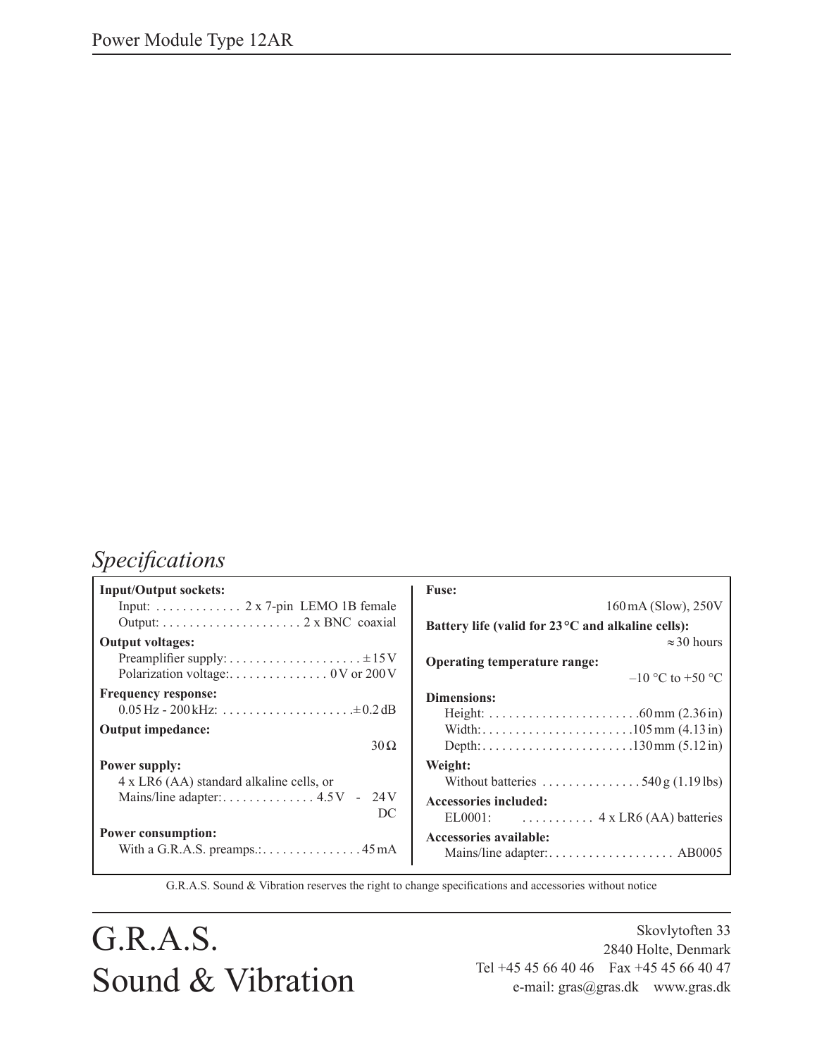## *Specifications*

**Input/Output sockets:**
Input: . . . . . . . . . . . . . 2 x 7-pin LEMO 1B female
Output: . . . . . . . . . . . . . . . . . . . . . 2 x BNC coaxial

**Output voltages:**
Preamplifier supply: . . . . . . . . . . . . . . . . . . . . ±15 V
Polarization voltage:. . . . . . . . . . . . . . . 0 V or 200 V

**Frequency response:**
0.05 Hz - 200 kHz: . . . . . . . . . . . . . . . . . . . .±0.2 dB

**Output impedance:**
30 Ω

**Power supply:**
4 x LR6 (AA) standard alkaline cells, or
Mains/line adapter:. . . . . . . . . . . . . . 4.5 V - 24 V DC

**Power consumption:**
With a G.R.A.S. preamps.:. . . . . . . . . . . . . . . 45 mA

**Fuse:**
160 mA (Slow), 250V

**Battery life (valid for 23 °C and alkaline cells):**
≈ 30 hours

**Operating temperature range:**
–10 °C to +50 °C

**Dimensions:**
Height: . . . . . . . . . . . . . . . . . . . . . . .60 mm (2.36 in)
Width:. . . . . . . . . . . . . . . . . . . . . . .105 mm (4.13 in)
Depth:. . . . . . . . . . . . . . . . . . . . . . .130 mm (5.12 in)

**Weight:**
Without batteries . . . . . . . . . . . . . . . 540 g (1.19 lbs)

**Accessories included:**
EL0001: . . . . . . . . . . . 4 x LR6 (AA) batteries

**Accessories available:**
Mains/line adapter:. . . . . . . . . . . . . . . . . . . AB0005

G.R.A.S. Sound & Vibration reserves the right to change specifications and accessories without notice

G.R.A.S.
Sound & Vibration

Skovlytoften 33
2840 Holte, Denmark
Tel +45 45 66 40 46 Fax +45 45 66 40 47
e-mail: gras@gras.dk www.gras.dk